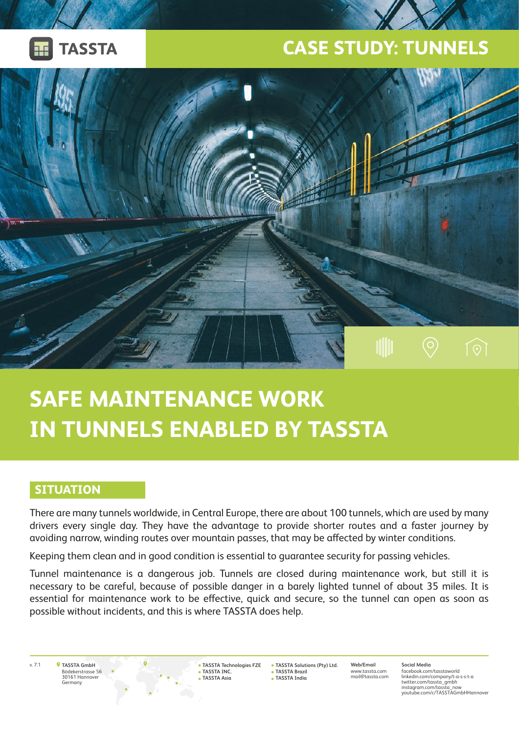TASSTA

# CASE STUDY: TUNNELS

# SAFE MAINTENANCE WORK IN TUNNELS ENABLED BY TASSTA

## SITUATION

There are many tunnels worldwide, in Central Europe, there are about 100 tunnels, which are used by many drivers every single day. They have the advantage to provide shorter routes and a faster journey by avoiding narrow, winding routes over mountain passes, that may be affected by winter conditions.

Keeping them clean and in good condition is essential to guarantee security for passing vehicles.

Tunnel maintenance is a dangerous job. Tunnels are closed during maintenance work, but still it is necessary to be careful, because of possible danger in a barely lighted tunnel of about 35 miles. It is essential for maintenance work to be effective, quick and secure, so the tunnel can open as soon as possible without incidents, and this is where TASSTA does help.

v. 7.1

**TASSTA GmbH**
Bödekerstrasse 56
30161 Hannover
Germany

- **TASSTA Technologies FZE**
- **TASSTA INC.**
- **TASSTA Asia**
- **TASSTA Solutions (Pty) Ltd.**
- **TASSTA Brazil**
- **TASSTA India**

**Web/Email**
www.tassta.com
mail@tassta.com

**Social Media**
facebook.com/tasstaworld
linkedin.com/company/t-a-s-s-t-a
twitter.com/tassta_gmbh
instagram.com/tassta_now
youtube.com/c/TASSTAGmbHHannover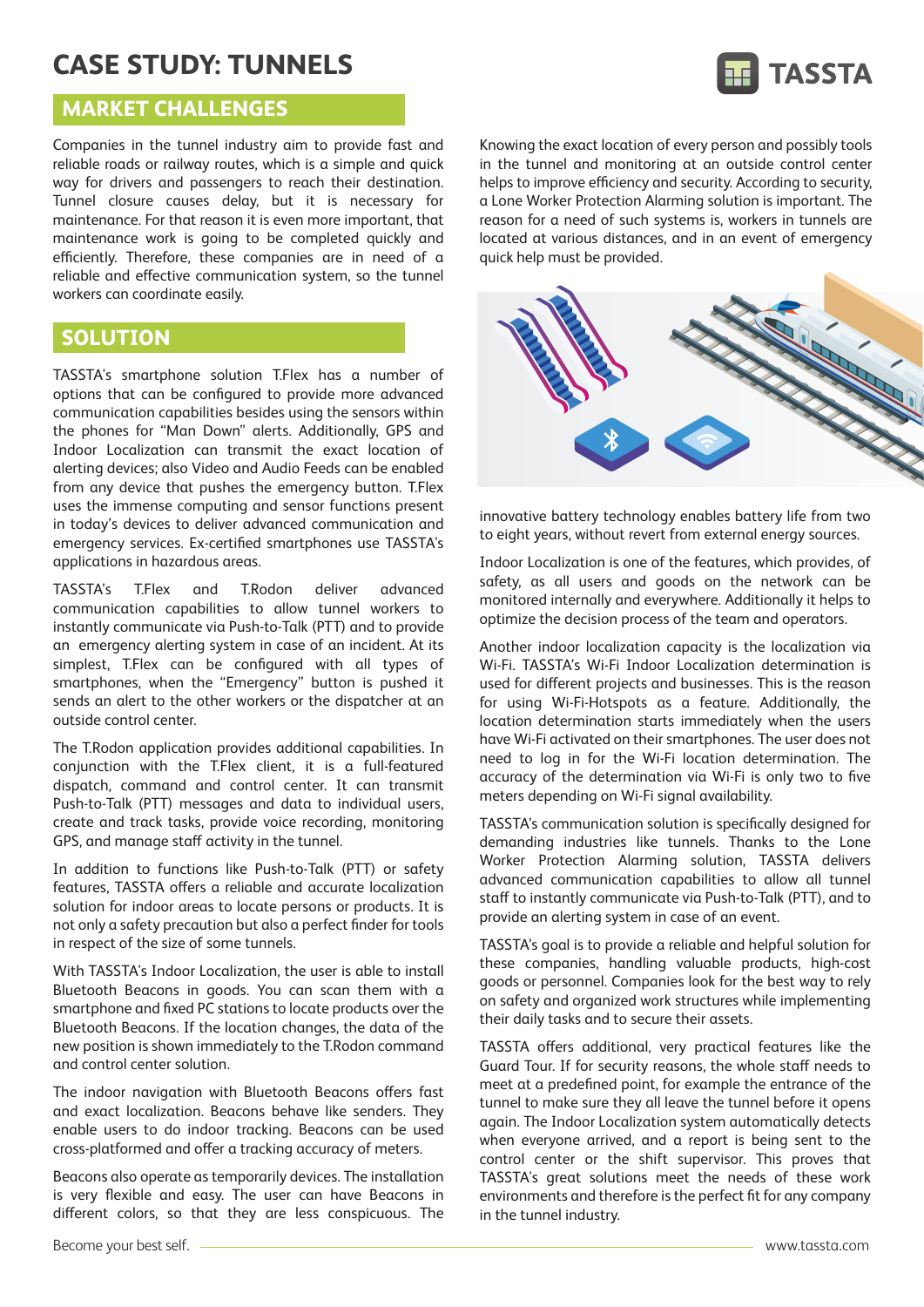# CASE STUDY: TUNNELS

## MARKET CHALLENGES

Companies in the tunnel industry aim to provide fast and reliable roads or railway routes, which is a simple and quick way for drivers and passengers to reach their destination. Tunnel closure causes delay, but it is necessary for maintenance. For that reason it is even more important, that maintenance work is going to be completed quickly and efficiently. Therefore, these companies are in need of a reliable and effective communication system, so the tunnel workers can coordinate easily.

Knowing the exact location of every person and possibly tools in the tunnel and monitoring at an outside control center helps to improve efficiency and security. According to security, a Lone Worker Protection Alarming solution is important. The reason for a need of such systems is, workers in tunnels are located at various distances, and in an event of emergency quick help must be provided.

## SOLUTION

TASSTA's smartphone solution T.Flex has a number of options that can be configured to provide more advanced communication capabilities besides using the sensors within the phones for "Man Down" alerts. Additionally, GPS and Indoor Localization can transmit the exact location of alerting devices; also Video and Audio Feeds can be enabled from any device that pushes the emergency button. T.Flex uses the immense computing and sensor functions present in today's devices to deliver advanced communication and emergency services. Ex-certified smartphones use TASSTA's applications in hazardous areas.

TASSTA's T.Flex and T.Rodon deliver advanced communication capabilities to allow tunnel workers to instantly communicate via Push-to-Talk (PTT) and to provide an emergency alerting system in case of an incident. At its simplest, T.Flex can be configured with all types of smartphones, when the "Emergency" button is pushed it sends an alert to the other workers or the dispatcher at an outside control center.

The T.Rodon application provides additional capabilities. In conjunction with the T.Flex client, it is a full-featured dispatch, command and control center. It can transmit Push-to-Talk (PTT) messages and data to individual users, create and track tasks, provide voice recording, monitoring GPS, and manage staff activity in the tunnel.

In addition to functions like Push-to-Talk (PTT) or safety features, TASSTA offers a reliable and accurate localization solution for indoor areas to locate persons or products. It is not only a safety precaution but also a perfect finder for tools in respect of the size of some tunnels.

With TASSTA's Indoor Localization, the user is able to install Bluetooth Beacons in goods. You can scan them with a smartphone and fixed PC stations to locate products over the Bluetooth Beacons. If the location changes, the data of the new position is shown immediately to the T.Rodon command and control center solution.

The indoor navigation with Bluetooth Beacons offers fast and exact localization. Beacons behave like senders. They enable users to do indoor tracking. Beacons can be used cross-platformed and offer a tracking accuracy of meters.

Beacons also operate as temporarily devices. The installation is very flexible and easy. The user can have Beacons in different colors, so that they are less conspicuous. The innovative battery technology enables battery life from two to eight years, without revert from external energy sources.

Indoor Localization is one of the features, which provides, of safety, as all users and goods on the network can be monitored internally and everywhere. Additionally it helps to optimize the decision process of the team and operators.

Another indoor localization capacity is the localization via Wi-Fi. TASSTA's Wi-Fi Indoor Localization determination is used for different projects and businesses. This is the reason for using Wi-Fi-Hotspots as a feature. Additionally, the location determination starts immediately when the users have Wi-Fi activated on their smartphones. The user does not need to log in for the Wi-Fi location determination. The accuracy of the determination via Wi-Fi is only two to five meters depending on Wi-Fi signal availability.

TASSTA's communication solution is specifically designed for demanding industries like tunnels. Thanks to the Lone Worker Protection Alarming solution, TASSTA delivers advanced communication capabilities to allow all tunnel staff to instantly communicate via Push-to-Talk (PTT), and to provide an alerting system in case of an event.

TASSTA's goal is to provide a reliable and helpful solution for these companies, handling valuable products, high-cost goods or personnel. Companies look for the best way to rely on safety and organized work structures while implementing their daily tasks and to secure their assets.

TASSTA offers additional, very practical features like the Guard Tour. If for security reasons, the whole staff needs to meet at a predefined point, for example the entrance of the tunnel to make sure they all leave the tunnel before it opens again. The Indoor Localization system automatically detects when everyone arrived, and a report is being sent to the control center or the shift supervisor. This proves that TASSTA's great solutions meet the needs of these work environments and therefore is the perfect fit for any company in the tunnel industry.